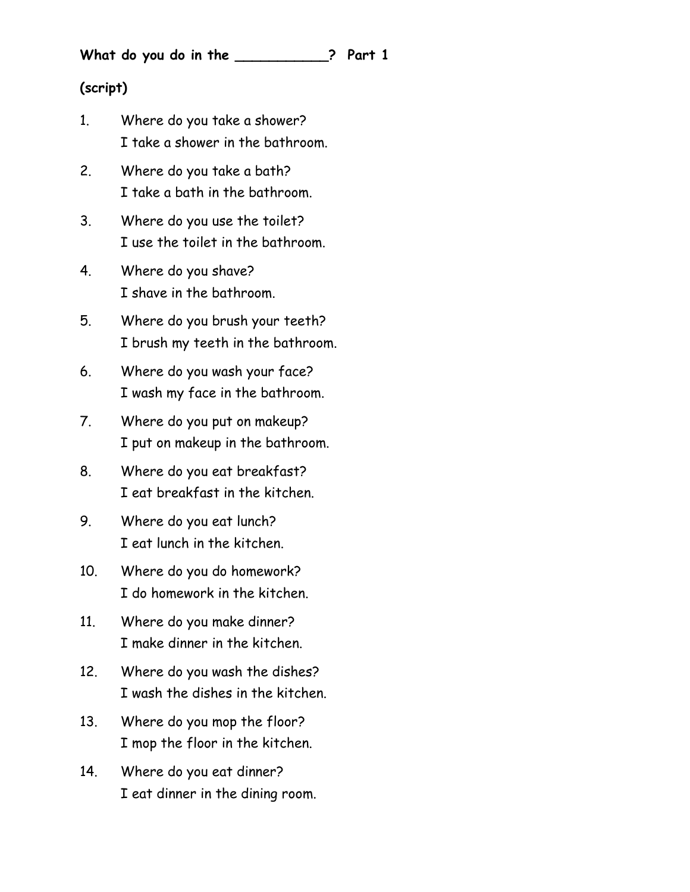**What do you do in the ___________?  Part 1**

**(script)**

1. Where do you take a shower?
   I take a shower in the bathroom.

2. Where do you take a bath?
   I take a bath in the bathroom.

3. Where do you use the toilet?
   I use the toilet in the bathroom.

4. Where do you shave?
   I shave in the bathroom.

5. Where do you brush your teeth?
   I brush my teeth in the bathroom.

6. Where do you wash your face?
   I wash my face in the bathroom.

7. Where do you put on makeup?
   I put on makeup in the bathroom.

8. Where do you eat breakfast?
   I eat breakfast in the kitchen.

9. Where do you eat lunch?
   I eat lunch in the kitchen.

10. Where do you do homework?
    I do homework in the kitchen.

11. Where do you make dinner?
    I make dinner in the kitchen.

12. Where do you wash the dishes?
    I wash the dishes in the kitchen.

13. Where do you mop the floor?
    I mop the floor in the kitchen.

14. Where do you eat dinner?
    I eat dinner in the dining room.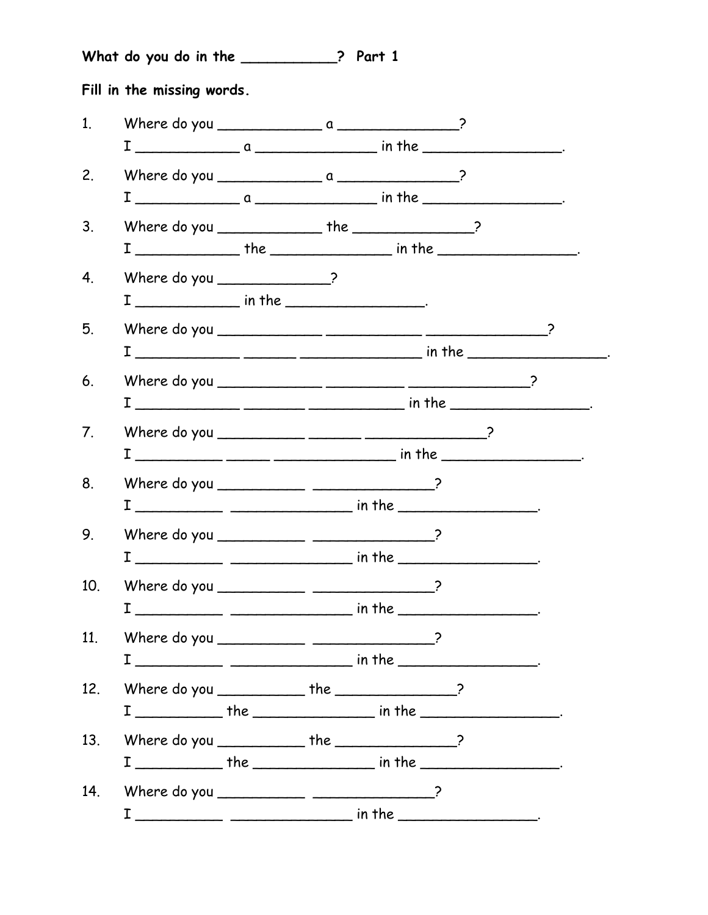**What do you do in the ___________?  Part 1**

**Fill in the missing words.**

1. Where do you ____________ a ______________?
   I ____________ a ______________ in the ________________.

2. Where do you ____________ a ______________?
   I ____________ a ______________ in the ________________.

3. Where do you ____________ the ______________?
   I ____________ the ______________ in the ________________.

4. Where do you ____________?
   I ____________ in the ________________.

5. Where do you ____________ ___________ ______________?
   I ____________ ______ ______________ in the ________________.

6. Where do you ____________ _________ ______________?
   I ____________ _______ ___________ in the ________________.

7. Where do you __________ ______ ______________?
   I __________ _____ ______________ in the ________________.

8. Where do you __________  ______________?
   I __________  ______________ in the ________________.

9. Where do you __________  ______________?
   I __________  ______________ in the ________________.

10. Where do you __________  ______________?
    I __________  ______________ in the ________________.

11. Where do you __________  ______________?
    I __________  ______________ in the ________________.

12. Where do you __________ the ______________?
    I __________ the ______________ in the ________________.

13. Where do you __________ the ______________?
    I __________ the ______________ in the ________________.

14. Where do you __________  ______________?
    I __________  ______________ in the ________________.